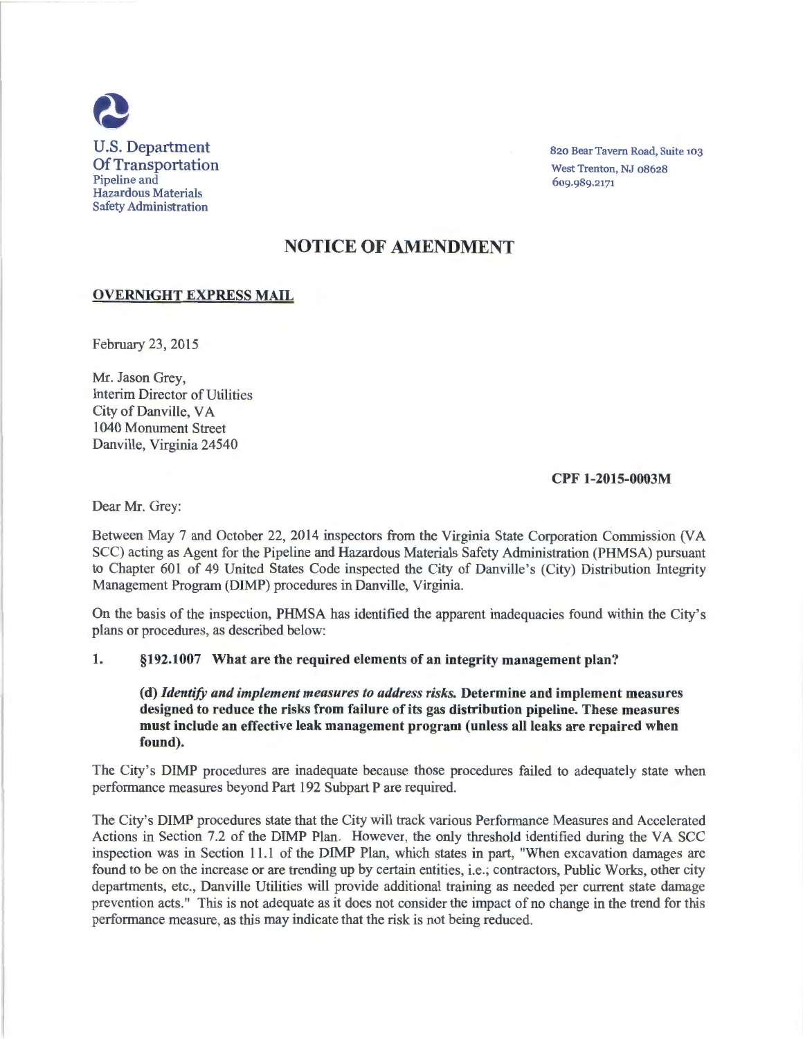U.S. Department
Of Transportation
Pipeline and
Hazardous Materials
Safety Administration

820 Bear Tavern Road, Suite 103
West Trenton, NJ 08628
609.989.2171

# NOTICE OF AMENDMENT

**OVERNIGHT EXPRESS MAIL**

February 23, 2015

Mr. Jason Grey,
Interim Director of Utilities
City of Danville, VA
1040 Monument Street
Danville, Virginia 24540

**CPF 1-2015-0003M**

Dear Mr. Grey:

Between May 7 and October 22, 2014 inspectors from the Virginia State Corporation Commission (VA SCC) acting as Agent for the Pipeline and Hazardous Materials Safety Administration (PHMSA) pursuant to Chapter 601 of 49 United States Code inspected the City of Danville's (City) Distribution Integrity Management Program (DIMP) procedures in Danville, Virginia.

On the basis of the inspection, PHMSA has identified the apparent inadequacies found within the City's plans or procedures, as described below:

**1. §192.1007 What are the required elements of an integrity management plan?**

> **(d) *Identify and implement measures to address risks.* Determine and implement measures designed to reduce the risks from failure of its gas distribution pipeline. These measures must include an effective leak management program (unless all leaks are repaired when found).**

The City's DIMP procedures are inadequate because those procedures failed to adequately state when performance measures beyond Part 192 Subpart P are required.

The City's DIMP procedures state that the City will track various Performance Measures and Accelerated Actions in Section 7.2 of the DIMP Plan. However, the only threshold identified during the VA SCC inspection was in Section 11.1 of the DIMP Plan, which states in part, "When excavation damages are found to be on the increase or are trending up by certain entities, i.e.; contractors, Public Works, other city departments, etc., Danville Utilities will provide additional training as needed per current state damage prevention acts." This is not adequate as it does not consider the impact of no change in the trend for this performance measure, as this may indicate that the risk is not being reduced.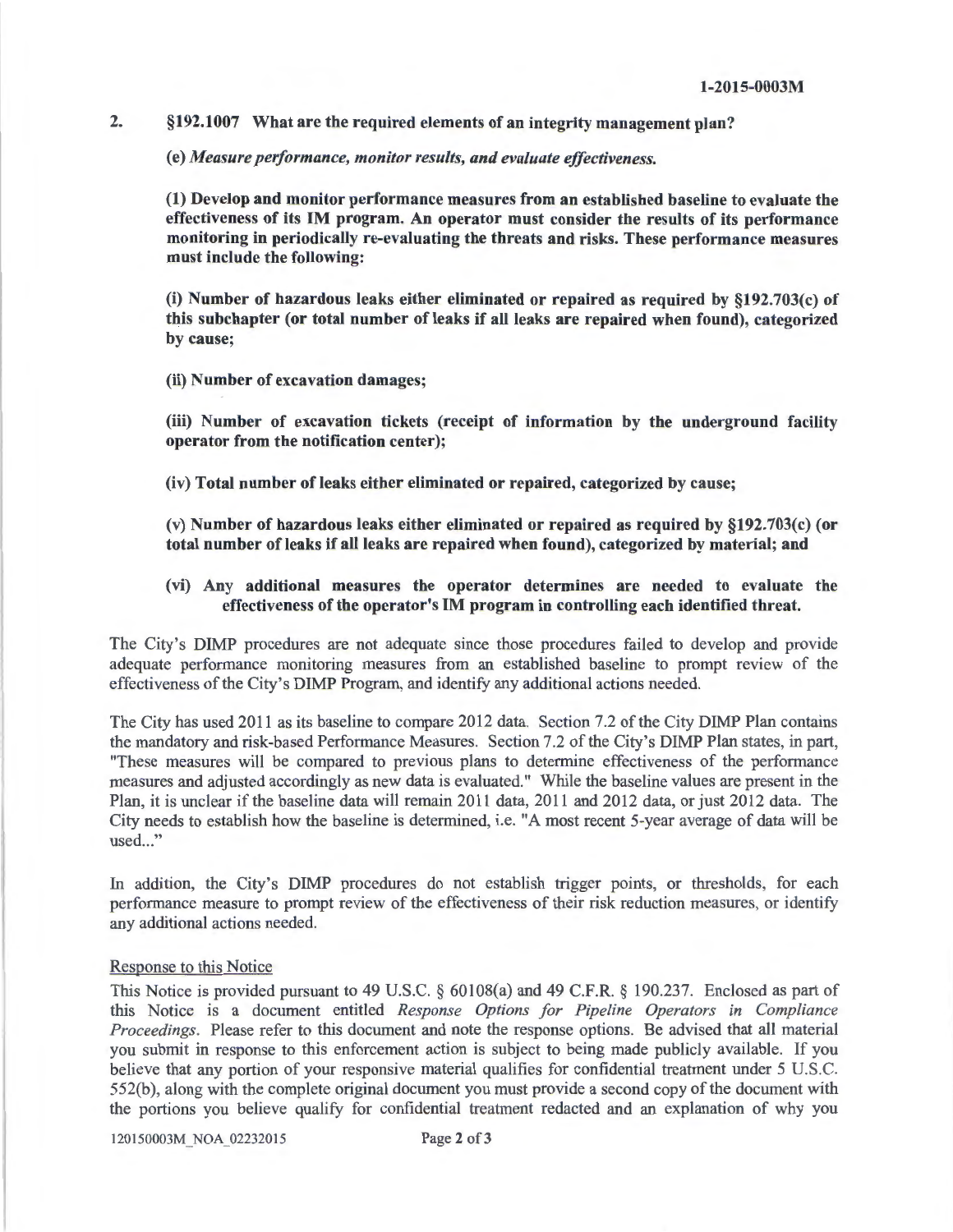1-2015-0003M

2. **§192.1007 What are the required elements of an integrity management plan?**

   **(e) *Measure performance, monitor results, and evaluate effectiveness.***

   **(1) Develop and monitor performance measures from an established baseline to evaluate the effectiveness of its IM program. An operator must consider the results of its performance monitoring in periodically re-evaluating the threats and risks. These performance measures must include the following:**

   **(i) Number of hazardous leaks either eliminated or repaired as required by §192.703(c) of this subchapter (or total number of leaks if all leaks are repaired when found), categorized by cause;**

   **(ii) Number of excavation damages;**

   **(iii) Number of excavation tickets (receipt of information by the underground facility operator from the notification center);**

   **(iv) Total number of leaks either eliminated or repaired, categorized by cause;**

   **(v) Number of hazardous leaks either eliminated or repaired as required by §192.703(c) (or total number of leaks if all leaks are repaired when found), categorized by material; and**

   **(vi) Any additional measures the operator determines are needed to evaluate the effectiveness of the operator's IM program in controlling each identified threat.**

The City's DIMP procedures are not adequate since those procedures failed to develop and provide adequate performance monitoring measures from an established baseline to prompt review of the effectiveness of the City's DIMP Program, and identify any additional actions needed.

The City has used 2011 as its baseline to compare 2012 data. Section 7.2 of the City DIMP Plan contains the mandatory and risk-based Performance Measures. Section 7.2 of the City's DIMP Plan states, in part, "These measures will be compared to previous plans to determine effectiveness of the performance measures and adjusted accordingly as new data is evaluated." While the baseline values are present in the Plan, it is unclear if the baseline data will remain 2011 data, 2011 and 2012 data, or just 2012 data. The City needs to establish how the baseline is determined, i.e. "A most recent 5-year average of data will be used..."

In addition, the City's DIMP procedures do not establish trigger points, or thresholds, for each performance measure to prompt review of the effectiveness of their risk reduction measures, or identify any additional actions needed.

Response to this Notice

This Notice is provided pursuant to 49 U.S.C. § 60108(a) and 49 C.F.R. § 190.237. Enclosed as part of this Notice is a document entitled *Response Options for Pipeline Operators in Compliance Proceedings*. Please refer to this document and note the response options. Be advised that all material you submit in response to this enforcement action is subject to being made publicly available. If you believe that any portion of your responsive material qualifies for confidential treatment under 5 U.S.C. 552(b), along with the complete original document you must provide a second copy of the document with the portions you believe qualify for confidential treatment redacted and an explanation of why you

120150003M_NOA_02232015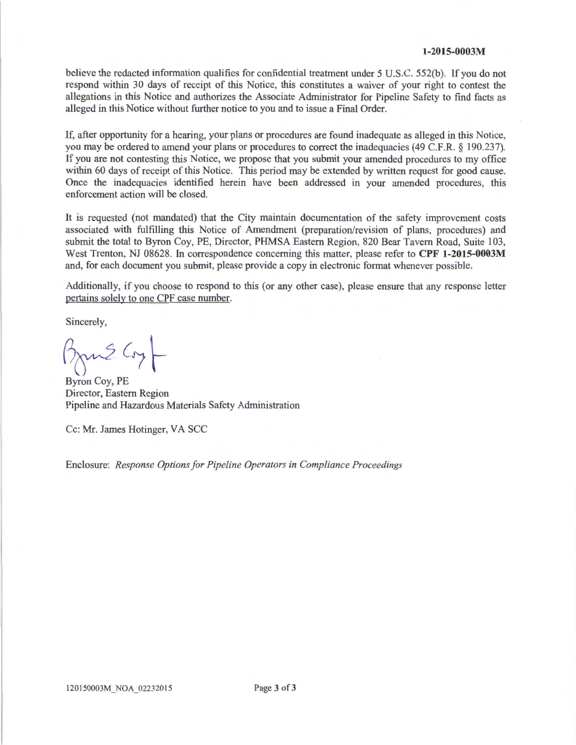believe the redacted information qualifies for confidential treatment under 5 U.S.C. 552(b). If you do not respond within 30 days of receipt of this Notice, this constitutes a waiver of your right to contest the allegations in this Notice and authorizes the Associate Administrator for Pipeline Safety to find facts as alleged in this Notice without further notice to you and to issue a Final Order.

If, after opportunity for a hearing, your plans or procedures are found inadequate as alleged in this Notice, you may be ordered to amend your plans or procedures to correct the inadequacies (49 C.F.R. § 190.237). If you are not contesting this Notice, we propose that you submit your amended procedures to my office within 60 days of receipt of this Notice. This period may be extended by written request for good cause. Once the inadequacies identified herein have been addressed in your amended procedures, this enforcement action will be closed.

It is requested (not mandated) that the City maintain documentation of the safety improvement costs associated with fulfilling this Notice of Amendment (preparation/revision of plans, procedures) and submit the total to Byron Coy, PE, Director, PHMSA Eastern Region, 820 Bear Tavern Road, Suite 103, West Trenton, NJ 08628. In correspondence concerning this matter, please refer to **CPF 1-2015-0003M** and, for each document you submit, please provide a copy in electronic format whenever possible.

Additionally, if you choose to respond to this (or any other case), please ensure that any response letter pertains solely to one CPF case number.

Sincerely,

Byron Coy, PE
Director, Eastern Region
Pipeline and Hazardous Materials Safety Administration

Cc: Mr. James Hotinger, VA SCC

Enclosure: *Response Options for Pipeline Operators in Compliance Proceedings*